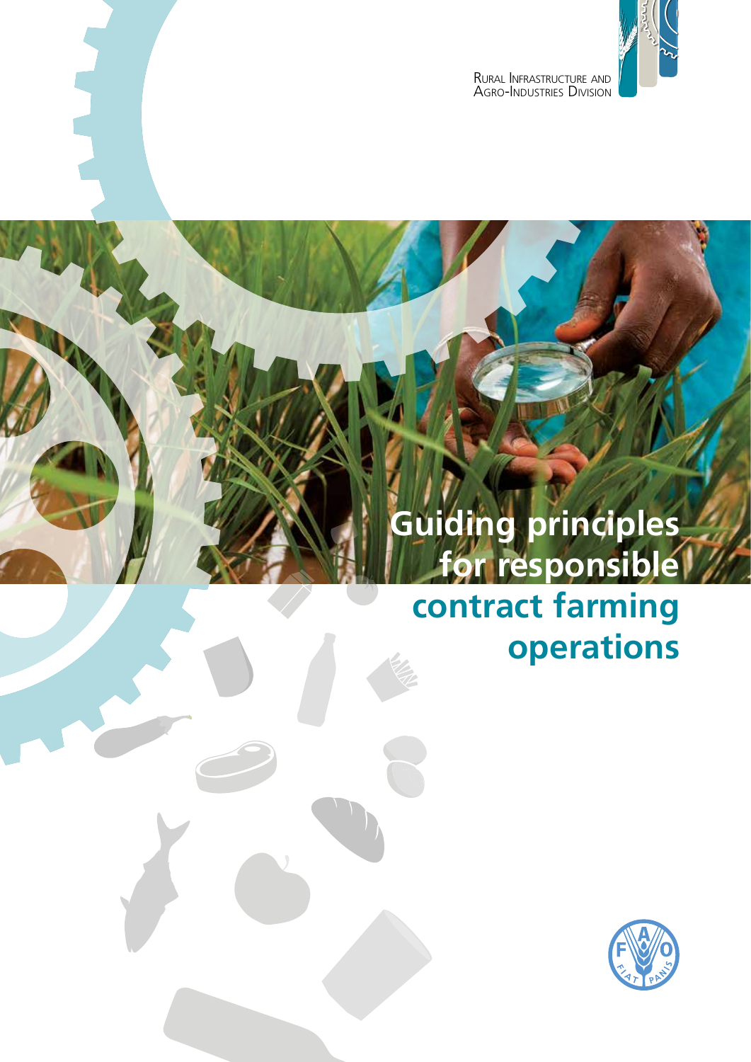Rural Infrastructure and Agro-Industries Division

# Guiding principles for responsible contract farming operations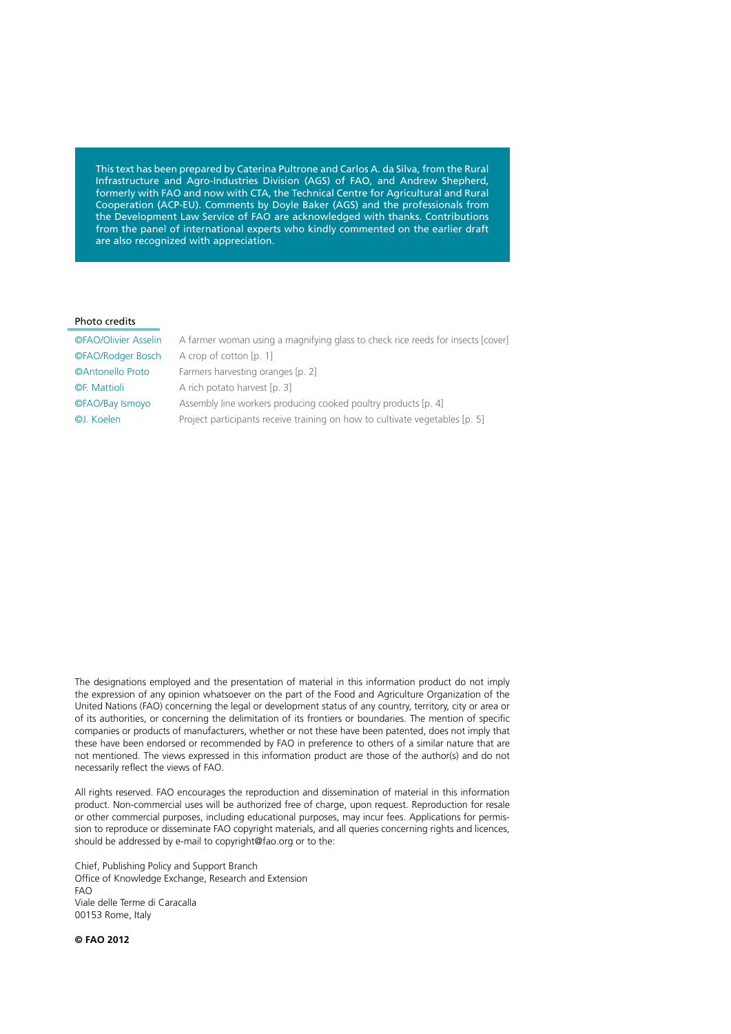This text has been prepared by Caterina Pultrone and Carlos A. da Silva, from the Rural Infrastructure and Agro-Industries Division (AGS) of FAO, and Andrew Shepherd, formerly with FAO and now with CTA, the Technical Centre for Agricultural and Rural Cooperation (ACP-EU). Comments by Doyle Baker (AGS) and the professionals from the Development Law Service of FAO are acknowledged with thanks. Contributions from the panel of international experts who kindly commented on the earlier draft are also recognized with appreciation.

**Photo credits**

| | |
|---|---|
| ©FAO/Olivier Asselin | A farmer woman using a magnifying glass to check rice reeds for insects [cover] |
| ©FAO/Rodger Bosch | A crop of cotton [p. 1] |
| ©Antonello Proto | Farmers harvesting oranges [p. 2] |
| ©F. Mattioli | A rich potato harvest [p. 3] |
| ©FAO/Bay Ismoyo | Assembly line workers producing cooked poultry products [p. 4] |
| ©J. Koelen | Project participants receive training on how to cultivate vegetables [p. 5] |

The designations employed and the presentation of material in this information product do not imply the expression of any opinion whatsoever on the part of the Food and Agriculture Organization of the United Nations (FAO) concerning the legal or development status of any country, territory, city or area or of its authorities, or concerning the delimitation of its frontiers or boundaries. The mention of specific companies or products of manufacturers, whether or not these have been patented, does not imply that these have been endorsed or recommended by FAO in preference to others of a similar nature that are not mentioned. The views expressed in this information product are those of the author(s) and do not necessarily reflect the views of FAO.

All rights reserved. FAO encourages the reproduction and dissemination of material in this information product. Non-commercial uses will be authorized free of charge, upon request. Reproduction for resale or other commercial purposes, including educational purposes, may incur fees. Applications for permission to reproduce or disseminate FAO copyright materials, and all queries concerning rights and licences, should be addressed by e-mail to copyright@fao.org or to the:

Chief, Publishing Policy and Support Branch
Office of Knowledge Exchange, Research and Extension
FAO
Viale delle Terme di Caracalla
00153 Rome, Italy

**© FAO 2012**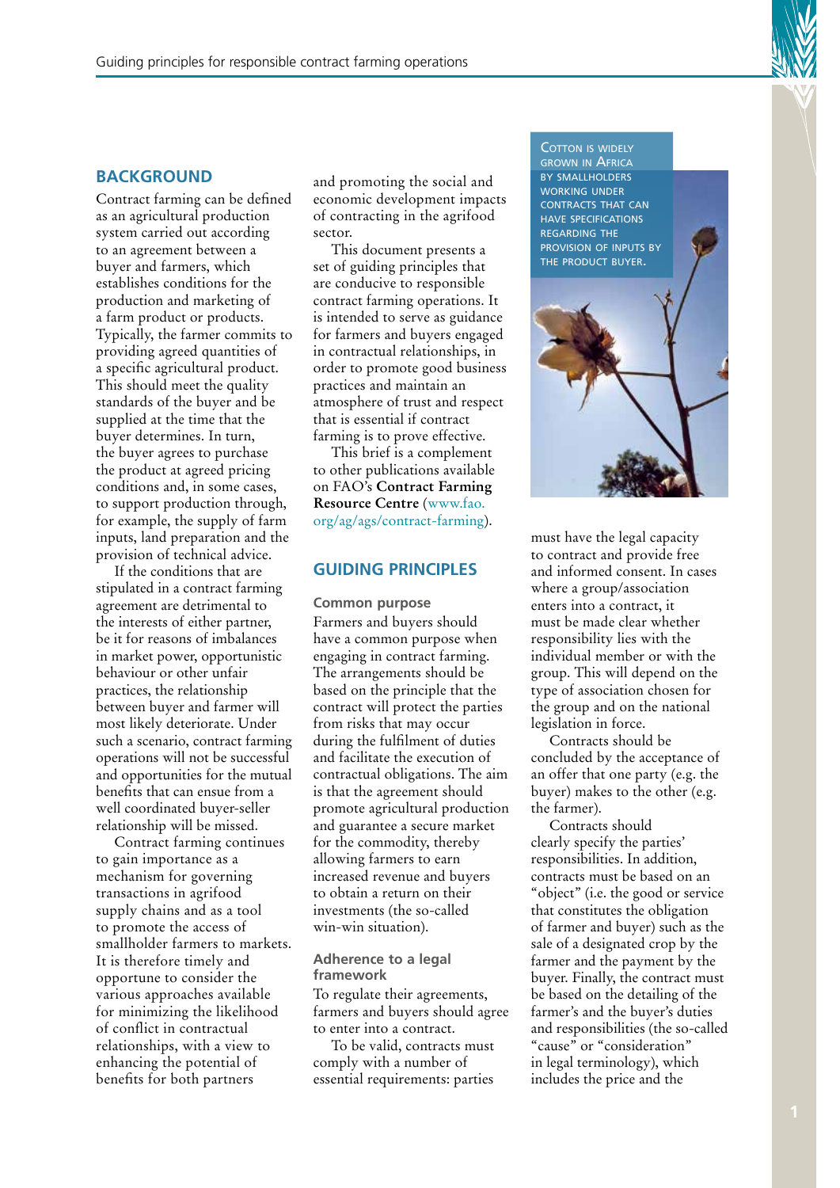## BACKGROUND

Contract farming can be defined as an agricultural production system carried out according to an agreement between a buyer and farmers, which establishes conditions for the production and marketing of a farm product or products. Typically, the farmer commits to providing agreed quantities of a specific agricultural product. This should meet the quality standards of the buyer and be supplied at the time that the buyer determines. In turn, the buyer agrees to purchase the product at agreed pricing conditions and, in some cases, to support production through, for example, the supply of farm inputs, land preparation and the provision of technical advice.

If the conditions that are stipulated in a contract farming agreement are detrimental to the interests of either partner, be it for reasons of imbalances in market power, opportunistic behaviour or other unfair practices, the relationship between buyer and farmer will most likely deteriorate. Under such a scenario, contract farming operations will not be successful and opportunities for the mutual benefits that can ensue from a well coordinated buyer-seller relationship will be missed.

Contract farming continues to gain importance as a mechanism for governing transactions in agrifood supply chains and as a tool to promote the access of smallholder farmers to markets. It is therefore timely and opportune to consider the various approaches available for minimizing the likelihood of conflict in contractual relationships, with a view to enhancing the potential of benefits for both partners and promoting the social and economic development impacts of contracting in the agrifood sector.

This document presents a set of guiding principles that are conducive to responsible contract farming operations. It is intended to serve as guidance for farmers and buyers engaged in contractual relationships, in order to promote good business practices and maintain an atmosphere of trust and respect that is essential if contract farming is to prove effective.

This brief is a complement to other publications available on FAO's **Contract Farming Resource Centre** (www.fao.org/ag/ags/contract-farming).

## GUIDING PRINCIPLES

### Common purpose

Farmers and buyers should have a common purpose when engaging in contract farming. The arrangements should be based on the principle that the contract will protect the parties from risks that may occur during the fulfilment of duties and facilitate the execution of contractual obligations. The aim is that the agreement should promote agricultural production and guarantee a secure market for the commodity, thereby allowing farmers to earn increased revenue and buyers to obtain a return on their investments (the so-called win-win situation).

### Adherence to a legal framework

To regulate their agreements, farmers and buyers should agree to enter into a contract.

To be valid, contracts must comply with a number of essential requirements: parties must have the legal capacity to contract and provide free and informed consent. In cases where a group/association enters into a contract, it must be made clear whether responsibility lies with the individual member or with the group. This will depend on the type of association chosen for the group and on the national legislation in force.

Contracts should be concluded by the acceptance of an offer that one party (e.g. the buyer) makes to the other (e.g. the farmer).

Contracts should clearly specify the parties' responsibilities. In addition, contracts must be based on an "object" (i.e. the good or service that constitutes the obligation of farmer and buyer) such as the sale of a designated crop by the farmer and the payment by the buyer. Finally, the contract must be based on the detailing of the farmer's and the buyer's duties and responsibilities (the so-called "cause" or "consideration" in legal terminology), which includes the price and the

COTTON IS WIDELY GROWN IN AFRICA BY SMALLHOLDERS WORKING UNDER CONTRACTS THAT CAN HAVE SPECIFICATIONS REGARDING THE PROVISION OF INPUTS BY THE PRODUCT BUYER.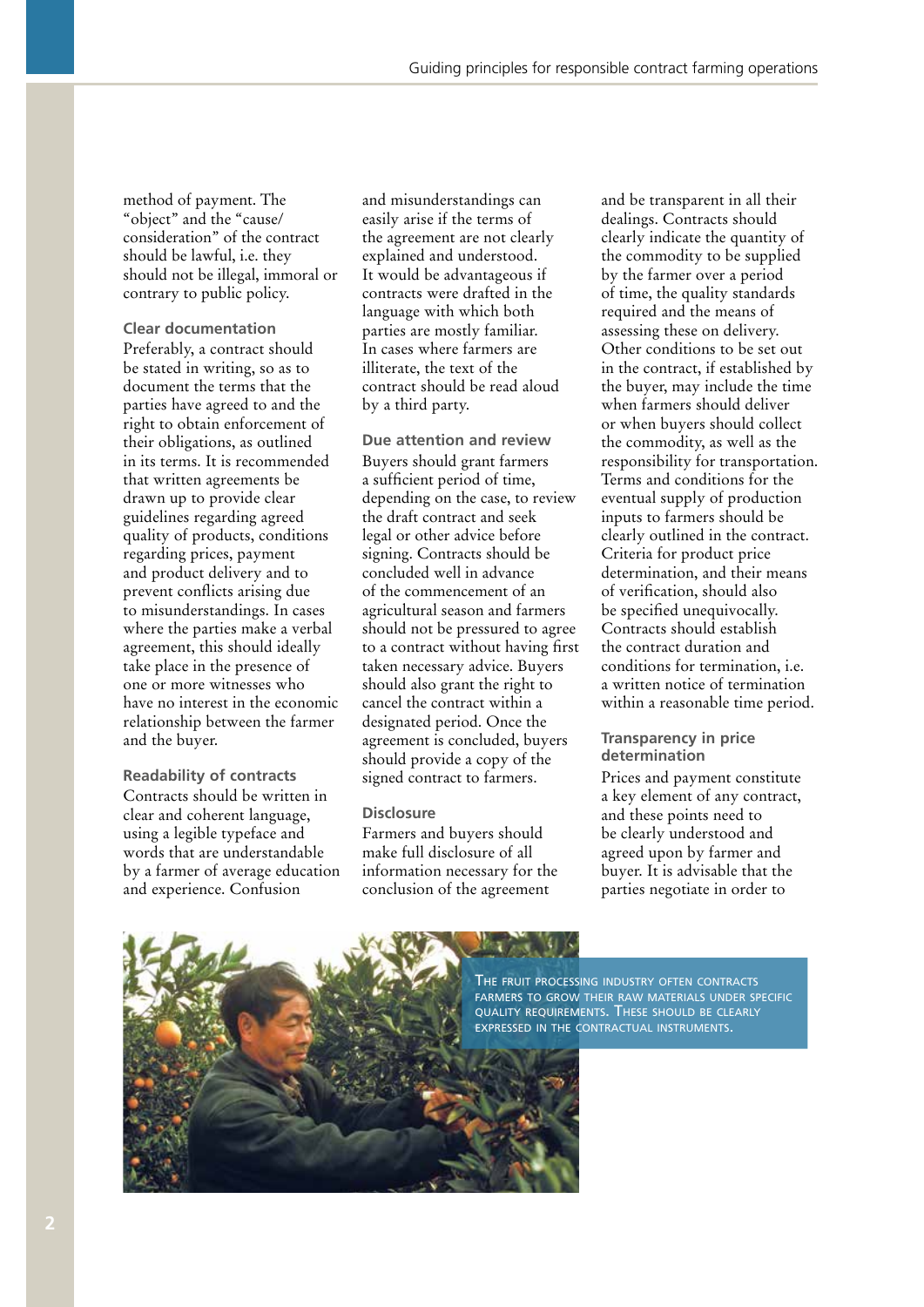method of payment. The "object" and the "cause/consideration" of the contract should be lawful, i.e. they should not be illegal, immoral or contrary to public policy.

### Clear documentation

Preferably, a contract should be stated in writing, so as to document the terms that the parties have agreed to and the right to obtain enforcement of their obligations, as outlined in its terms. It is recommended that written agreements be drawn up to provide clear guidelines regarding agreed quality of products, conditions regarding prices, payment and product delivery and to prevent conflicts arising due to misunderstandings. In cases where the parties make a verbal agreement, this should ideally take place in the presence of one or more witnesses who have no interest in the economic relationship between the farmer and the buyer.

### Readability of contracts

Contracts should be written in clear and coherent language, using a legible typeface and words that are understandable by a farmer of average education and experience. Confusion and misunderstandings can easily arise if the terms of the agreement are not clearly explained and understood. It would be advantageous if contracts were drafted in the language with which both parties are mostly familiar. In cases where farmers are illiterate, the text of the contract should be read aloud by a third party.

### Due attention and review

Buyers should grant farmers a sufficient period of time, depending on the case, to review the draft contract and seek legal or other advice before signing. Contracts should be concluded well in advance of the commencement of an agricultural season and farmers should not be pressured to agree to a contract without having first taken necessary advice. Buyers should also grant the right to cancel the contract within a designated period. Once the agreement is concluded, buyers should provide a copy of the signed contract to farmers.

### Disclosure

Farmers and buyers should make full disclosure of all information necessary for the conclusion of the agreement and be transparent in all their dealings. Contracts should clearly indicate the quantity of the commodity to be supplied by the farmer over a period of time, the quality standards required and the means of assessing these on delivery. Other conditions to be set out in the contract, if established by the buyer, may include the time when farmers should deliver or when buyers should collect the commodity, as well as the responsibility for transportation. Terms and conditions for the eventual supply of production inputs to farmers should be clearly outlined in the contract. Criteria for product price determination, and their means of verification, should also be specified unequivocally. Contracts should establish the contract duration and conditions for termination, i.e. a written notice of termination within a reasonable time period.

### Transparency in price determination

Prices and payment constitute a key element of any contract, and these points need to be clearly understood and agreed upon by farmer and buyer. It is advisable that the parties negotiate in order to

THE FRUIT PROCESSING INDUSTRY OFTEN CONTRACTS FARMERS TO GROW THEIR RAW MATERIALS UNDER SPECIFIC QUALITY REQUIREMENTS. THESE SHOULD BE CLEARLY EXPRESSED IN THE CONTRACTUAL INSTRUMENTS.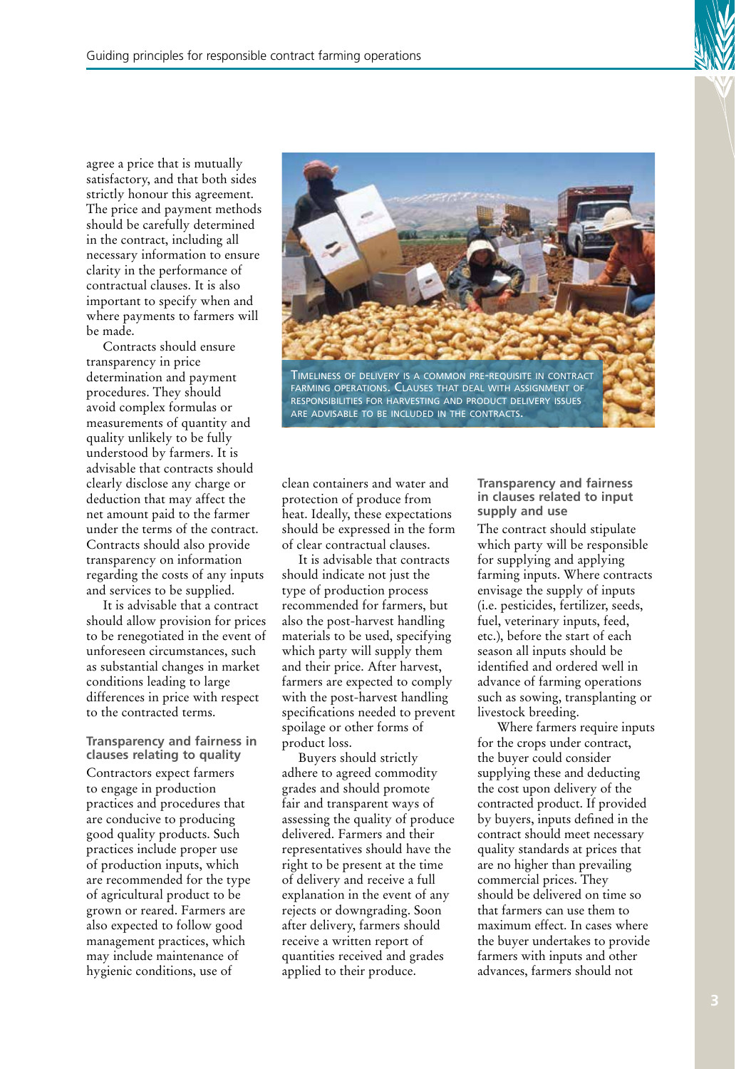agree a price that is mutually satisfactory, and that both sides strictly honour this agreement. The price and payment methods should be carefully determined in the contract, including all necessary information to ensure clarity in the performance of contractual clauses. It is also important to specify when and where payments to farmers will be made.

Contracts should ensure transparency in price determination and payment procedures. They should avoid complex formulas or measurements of quantity and quality unlikely to be fully understood by farmers. It is advisable that contracts should clearly disclose any charge or deduction that may affect the net amount paid to the farmer under the terms of the contract. Contracts should also provide transparency on information regarding the costs of any inputs and services to be supplied.

It is advisable that a contract should allow provision for prices to be renegotiated in the event of unforeseen circumstances, such as substantial changes in market conditions leading to large differences in price with respect to the contracted terms.

### Transparency and fairness in clauses relating to quality

Contractors expect farmers to engage in production practices and procedures that are conducive to producing good quality products. Such practices include proper use of production inputs, which are recommended for the type of agricultural product to be grown or reared. Farmers are also expected to follow good management practices, which may include maintenance of hygienic conditions, use of clean containers and water and protection of produce from heat. Ideally, these expectations should be expressed in the form of clear contractual clauses.

It is advisable that contracts should indicate not just the type of production process recommended for farmers, but also the post-harvest handling materials to be used, specifying which party will supply them and their price. After harvest, farmers are expected to comply with the post-harvest handling specifications needed to prevent spoilage or other forms of product loss.

Buyers should strictly adhere to agreed commodity grades and should promote fair and transparent ways of assessing the quality of produce delivered. Farmers and their representatives should have the right to be present at the time of delivery and receive a full explanation in the event of any rejects or downgrading. Soon after delivery, farmers should receive a written report of quantities received and grades applied to their produce.

Timeliness of delivery is a common pre-requisite in contract farming operations. Clauses that deal with assignment of responsibilities for harvesting and product delivery issues are advisable to be included in the contracts.

### Transparency and fairness in clauses related to input supply and use

The contract should stipulate which party will be responsible for supplying and applying farming inputs. Where contracts envisage the supply of inputs (i.e. pesticides, fertilizer, seeds, fuel, veterinary inputs, feed, etc.), before the start of each season all inputs should be identified and ordered well in advance of farming operations such as sowing, transplanting or livestock breeding.

Where farmers require inputs for the crops under contract, the buyer could consider supplying these and deducting the cost upon delivery of the contracted product. If provided by buyers, inputs defined in the contract should meet necessary quality standards at prices that are no higher than prevailing commercial prices. They should be delivered on time so that farmers can use them to maximum effect. In cases where the buyer undertakes to provide farmers with inputs and other advances, farmers should not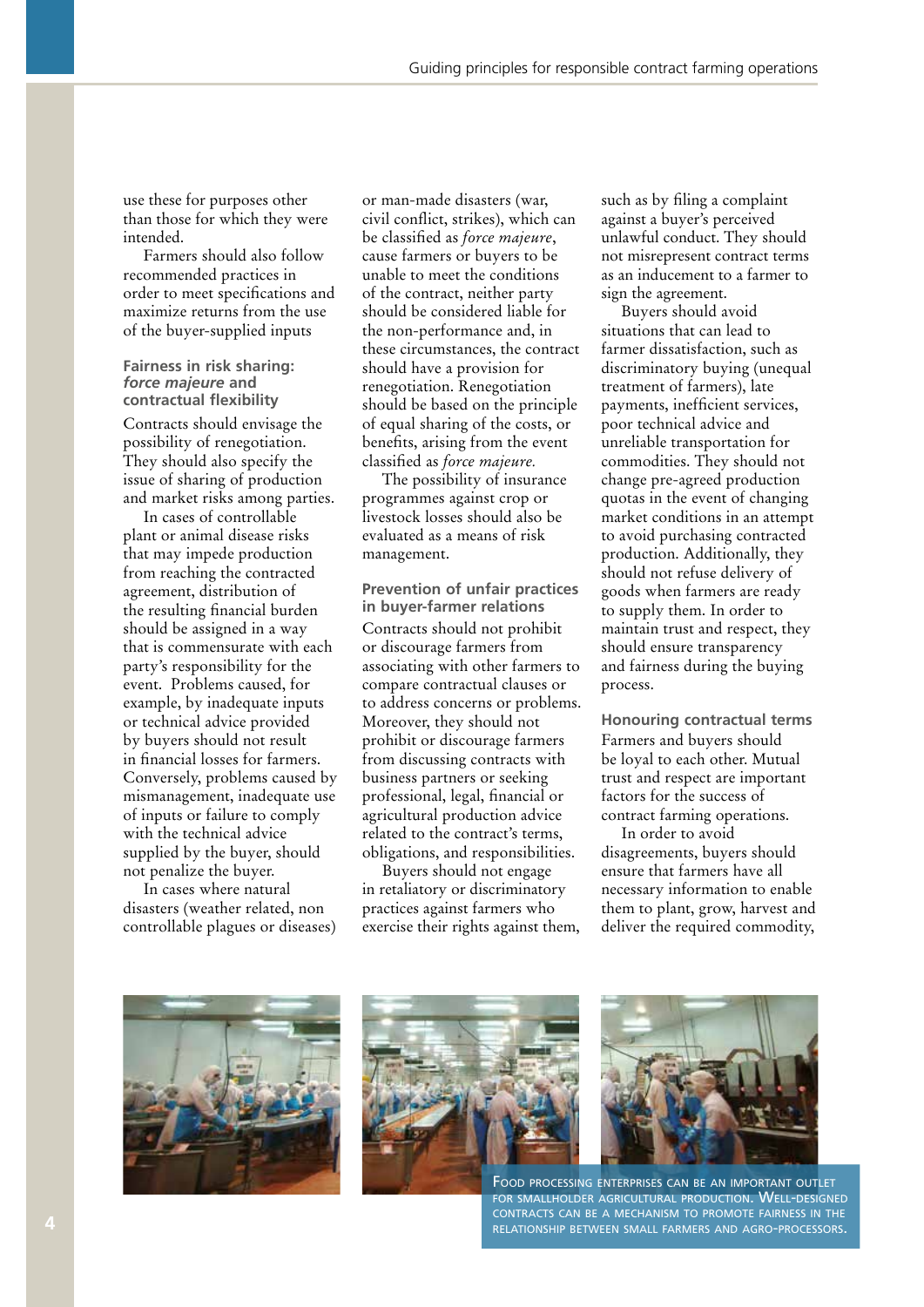use these for purposes other than those for which they were intended.

Farmers should also follow recommended practices in order to meet specifications and maximize returns from the use of the buyer-supplied inputs

### Fairness in risk sharing: *force majeure* and contractual flexibility

Contracts should envisage the possibility of renegotiation. They should also specify the issue of sharing of production and market risks among parties.

In cases of controllable plant or animal disease risks that may impede production from reaching the contracted agreement, distribution of the resulting financial burden should be assigned in a way that is commensurate with each party's responsibility for the event. Problems caused, for example, by inadequate inputs or technical advice provided by buyers should not result in financial losses for farmers. Conversely, problems caused by mismanagement, inadequate use of inputs or failure to comply with the technical advice supplied by the buyer, should not penalize the buyer.

In cases where natural disasters (weather related, non controllable plagues or diseases) or man-made disasters (war, civil conflict, strikes), which can be classified as *force majeure*, cause farmers or buyers to be unable to meet the conditions of the contract, neither party should be considered liable for the non-performance and, in these circumstances, the contract should have a provision for renegotiation. Renegotiation should be based on the principle of equal sharing of the costs, or benefits, arising from the event classified as *force majeure.*

The possibility of insurance programmes against crop or livestock losses should also be evaluated as a means of risk management.

### Prevention of unfair practices in buyer-farmer relations

Contracts should not prohibit or discourage farmers from associating with other farmers to compare contractual clauses or to address concerns or problems. Moreover, they should not prohibit or discourage farmers from discussing contracts with business partners or seeking professional, legal, financial or agricultural production advice related to the contract's terms, obligations, and responsibilities.

Buyers should not engage in retaliatory or discriminatory practices against farmers who exercise their rights against them, such as by filing a complaint against a buyer's perceived unlawful conduct. They should not misrepresent contract terms as an inducement to a farmer to sign the agreement.

Buyers should avoid situations that can lead to farmer dissatisfaction, such as discriminatory buying (unequal treatment of farmers), late payments, inefficient services, poor technical advice and unreliable transportation for commodities. They should not change pre-agreed production quotas in the event of changing market conditions in an attempt to avoid purchasing contracted production. Additionally, they should not refuse delivery of goods when farmers are ready to supply them. In order to maintain trust and respect, they should ensure transparency and fairness during the buying process.

### Honouring contractual terms

Farmers and buyers should be loyal to each other. Mutual trust and respect are important factors for the success of contract farming operations.

In order to avoid disagreements, buyers should ensure that farmers have all necessary information to enable them to plant, grow, harvest and deliver the required commodity,

Food processing enterprises can be an important outlet for smallholder agricultural production. Well-designed contracts can be a mechanism to promote fairness in the relationship between small farmers and agro-processors.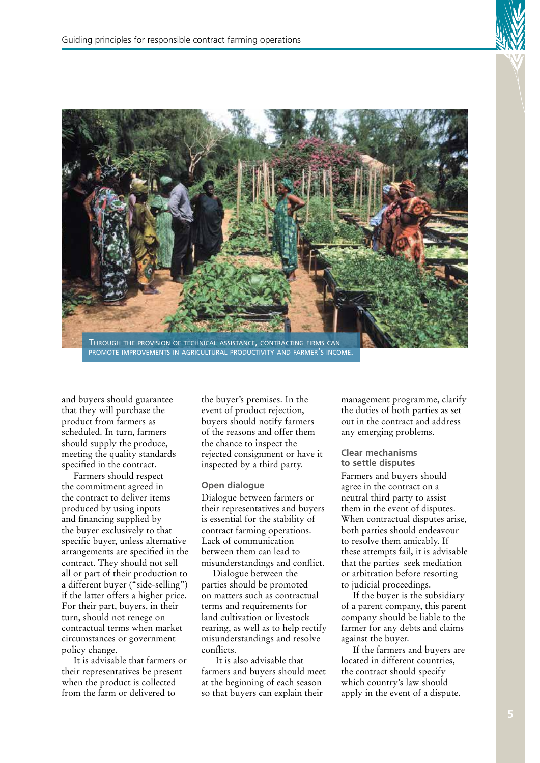THROUGH THE PROVISION OF TECHNICAL ASSISTANCE, CONTRACTING FIRMS CAN PROMOTE IMPROVEMENTS IN AGRICULTURAL PRODUCTIVITY AND FARMER'S INCOME.

and buyers should guarantee that they will purchase the product from farmers as scheduled. In turn, farmers should supply the produce, meeting the quality standards specified in the contract.

Farmers should respect the commitment agreed in the contract to deliver items produced by using inputs and financing supplied by the buyer exclusively to that specific buyer, unless alternative arrangements are specified in the contract. They should not sell all or part of their production to a different buyer ("side-selling") if the latter offers a higher price. For their part, buyers, in their turn, should not renege on contractual terms when market circumstances or government policy change.

It is advisable that farmers or their representatives be present when the product is collected from the farm or delivered to the buyer's premises. In the event of product rejection, buyers should notify farmers of the reasons and offer them the chance to inspect the rejected consignment or have it inspected by a third party.

### Open dialogue

Dialogue between farmers or their representatives and buyers is essential for the stability of contract farming operations. Lack of communication between them can lead to misunderstandings and conflict.

Dialogue between the parties should be promoted on matters such as contractual terms and requirements for land cultivation or livestock rearing, as well as to help rectify misunderstandings and resolve conflicts.

It is also advisable that farmers and buyers should meet at the beginning of each season so that buyers can explain their management programme, clarify the duties of both parties as set out in the contract and address any emerging problems.

### Clear mechanisms to settle disputes

Farmers and buyers should agree in the contract on a neutral third party to assist them in the event of disputes. When contractual disputes arise, both parties should endeavour to resolve them amicably. If these attempts fail, it is advisable that the parties seek mediation or arbitration before resorting to judicial proceedings.

If the buyer is the subsidiary of a parent company, this parent company should be liable to the farmer for any debts and claims against the buyer.

If the farmers and buyers are located in different countries, the contract should specify which country's law should apply in the event of a dispute.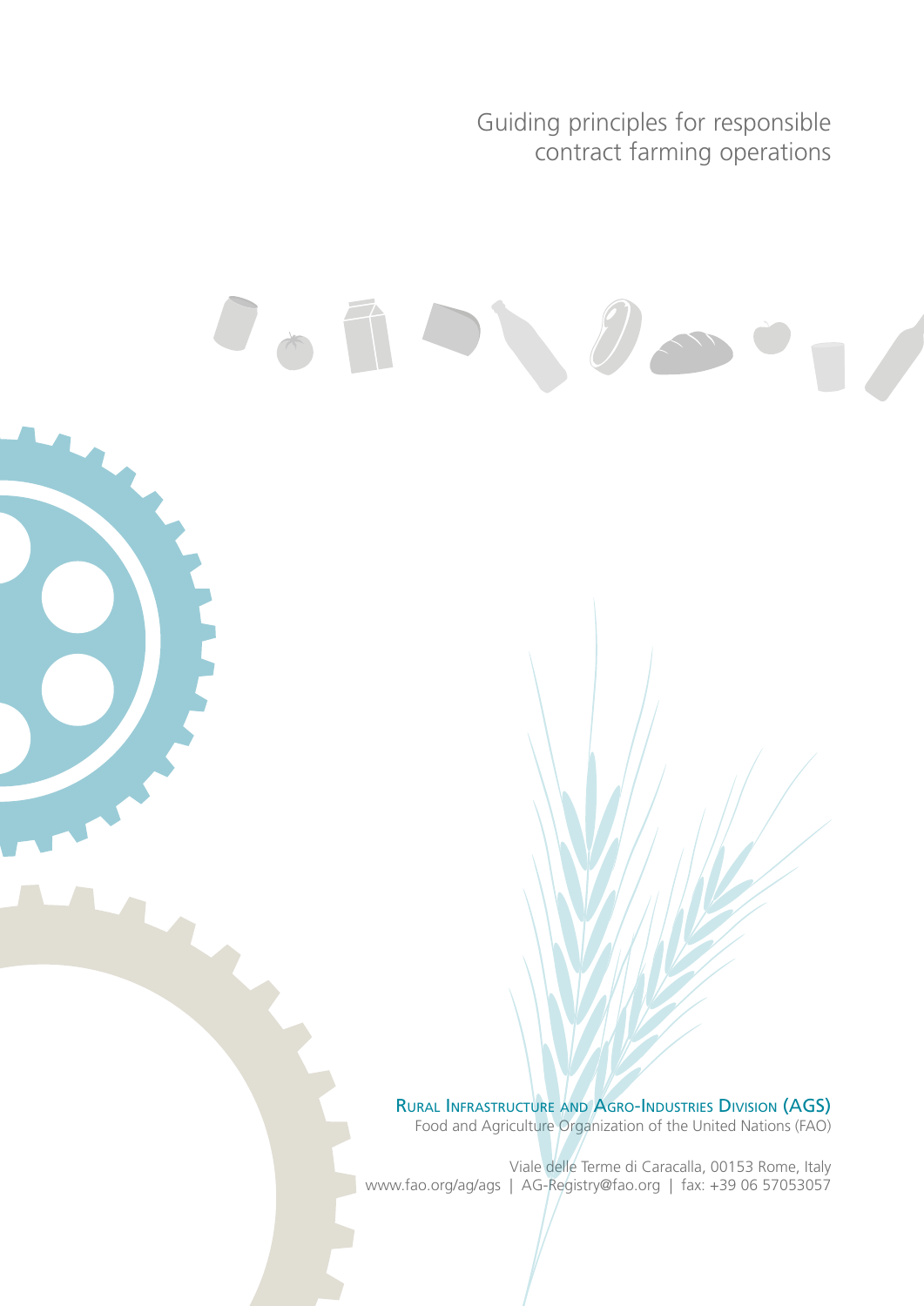Guiding principles for responsible contract farming operations

Rural Infrastructure and Agro-Industries Division (AGS)
Food and Agriculture Organization of the United Nations (FAO)

Viale delle Terme di Caracalla, 00153 Rome, Italy
www.fao.org/ag/ags | AG-Registry@fao.org | fax: +39 06 57053057